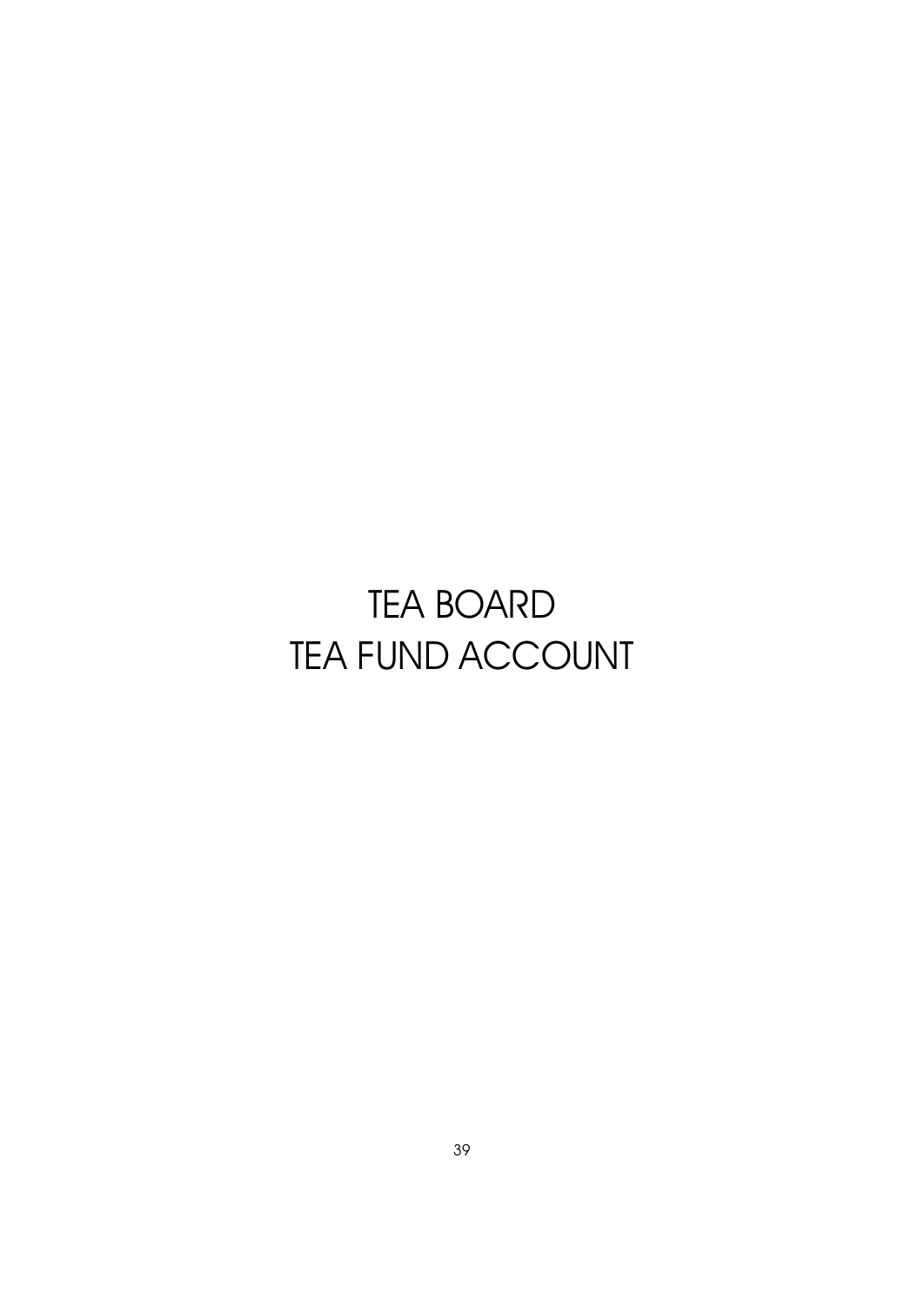# TEA BOARD
# TEA FUND ACCOUNT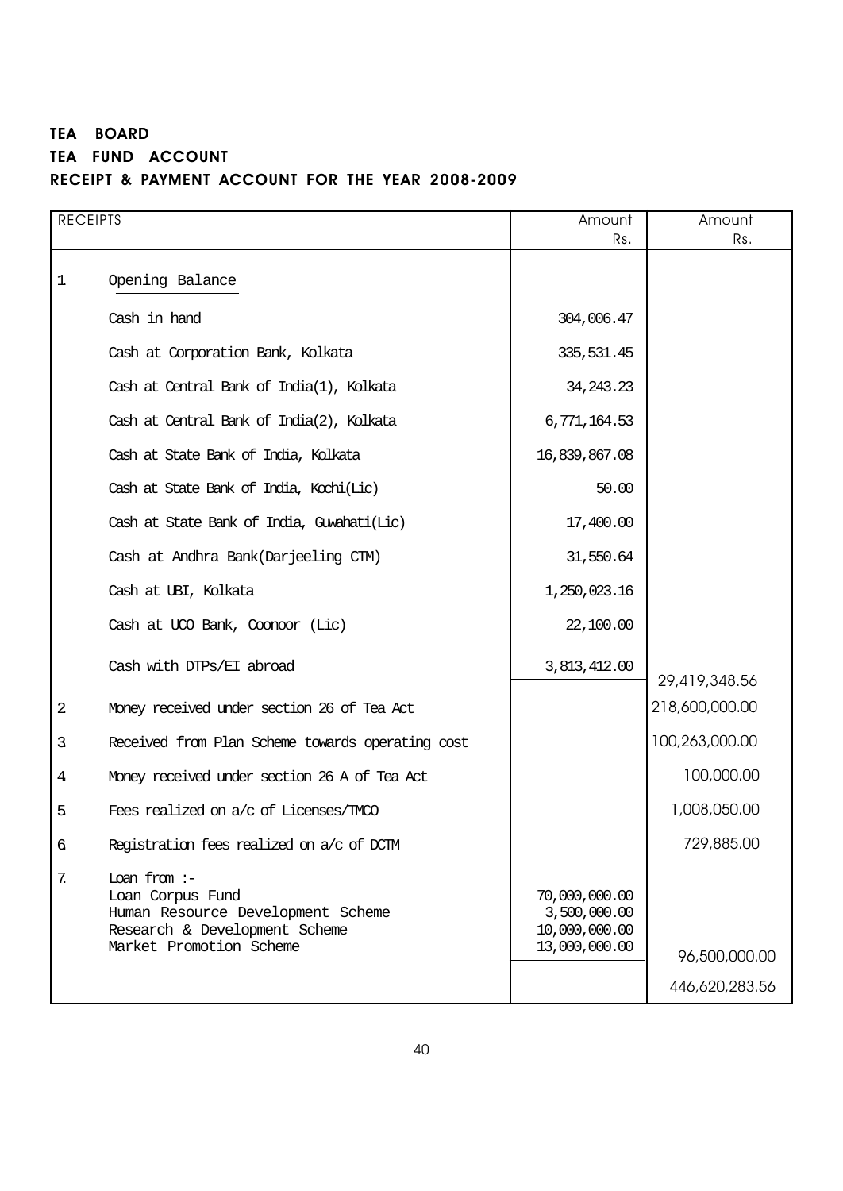# TEA BOARD

## TEA FUND ACCOUNT

## RECEIPT & PAYMENT ACCOUNT FOR THE YEAR 2008-2009

| | RECEIPTS | Amount Rs. | Amount Rs. |
|---|---|---|---|
| 1 | Opening Balance | | |
| | Cash in hand | 304,006.47 | |
| | Cash at Corporation Bank, Kolkata | 335,531.45 | |
| | Cash at Central Bank of India(1), Kolkata | 34,243.23 | |
| | Cash at Central Bank of India(2), Kolkata | 6,771,164.53 | |
| | Cash at State Bank of India, Kolkata | 16,839,867.08 | |
| | Cash at State Bank of India, Kochi(Lic) | 50.00 | |
| | Cash at State Bank of India, Guwahati(Lic) | 17,400.00 | |
| | Cash at Andhra Bank(Darjeeling CTM) | 31,550.64 | |
| | Cash at UBI, Kolkata | 1,250,023.16 | |
| | Cash at UCO Bank, Coonoor (Lic) | 22,100.00 | |
| | Cash with DTPs/EI abroad | 3,813,412.00 | 29,419,348.56 |
| 2 | Money received under section 26 of Tea Act | | 218,600,000.00 |
| 3 | Received from Plan Scheme towards operating cost | | 100,263,000.00 |
| 4 | Money received under section 26 A of Tea Act | | 100,000.00 |
| 5 | Fees realized on a/c of Licenses/TMCO | | 1,008,050.00 |
| 6 | Registration fees realized on a/c of DCTM | | 729,885.00 |
| 7 | Loan from :- | | |
| | Loan Corpus Fund | 70,000,000.00 | |
| | Human Resource Development Scheme | 3,500,000.00 | |
| | Research & Development Scheme | 10,000,000.00 | |
| | Market Promotion Scheme | 13,000,000.00 | 96,500,000.00 |
| | | | 446,620,283.56 |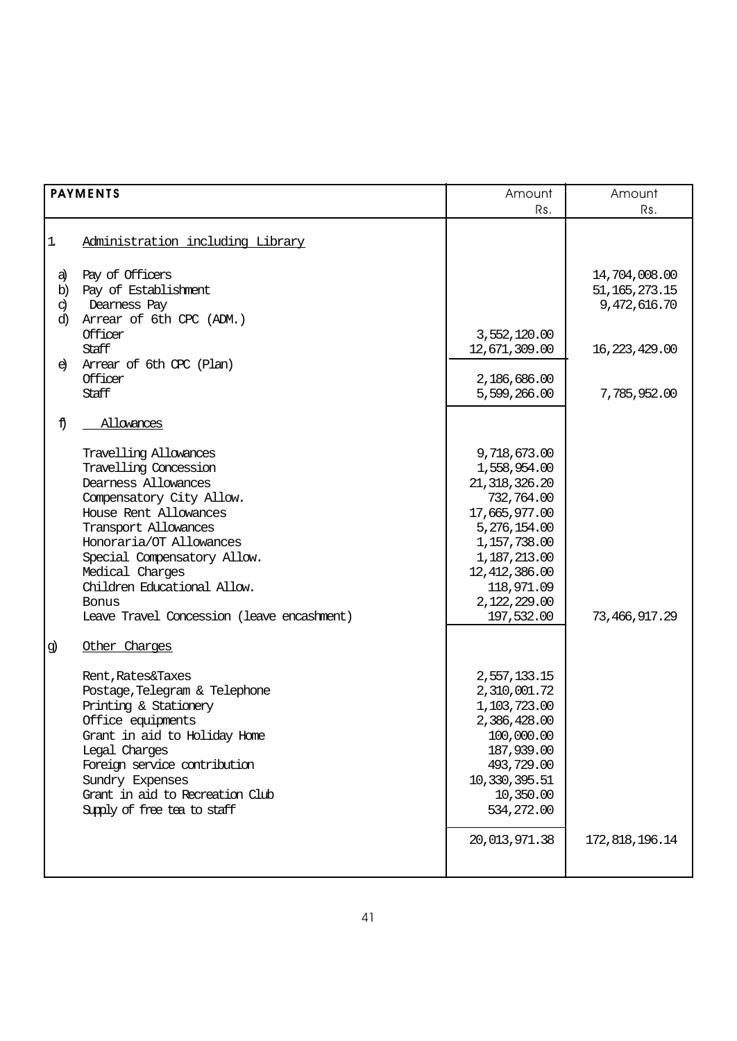| PAYMENTS | Amount Rs. | Amount Rs. |
|---|---|---|
| 1. Administration including Library | | |
| a) Pay of Officers | | 14,704,008.00 |
| b) Pay of Establishment | | 51,165,273.15 |
| c) Dearness Pay | | 9,472,616.70 |
| d) Arrear of 6th CPC (ADM.) | | |
| Officer | 3,552,120.00 | |
| Staff | 12,671,309.00 | 16,223,429.00 |
| e) Arrear of 6th CPC (Plan) | | |
| Officer | 2,186,686.00 | |
| Staff | 5,599,266.00 | 7,785,952.00 |
| f) Allowances | | |
| Travelling Allowances | 9,718,673.00 | |
| Travelling Concession | 1,558,954.00 | |
| Dearness Allowances | 21,318,326.20 | |
| Compensatory City Allow. | 732,764.00 | |
| House Rent Allowances | 17,665,977.00 | |
| Transport Allowances | 5,276,154.00 | |
| Honoraria/OT Allowances | 1,157,738.00 | |
| Special Compensatory Allow. | 1,187,213.00 | |
| Medical Charges | 12,412,386.00 | |
| Children Educational Allow. | 118,971.09 | |
| Bonus | 2,122,229.00 | |
| Leave Travel Concession (leave encashment) | 197,532.00 | 73,466,917.29 |
| g) Other Charges | | |
| Rent,Rates&Taxes | 2,557,133.15 | |
| Postage,Telegram & Telephone | 2,310,001.72 | |
| Printing & Stationery | 1,103,723.00 | |
| Office equipments | 2,386,428.00 | |
| Grant in aid to Holiday Home | 100,000.00 | |
| Legal Charges | 187,939.00 | |
| Foreign service contribution | 493,729.00 | |
| Sundry Expenses | 10,330,395.51 | |
| Grant in aid to Recreation Club | 10,350.00 | |
| Supply of free tea to staff | 534,272.00 | |
| | 20,013,971.38 | 172,818,196.14 |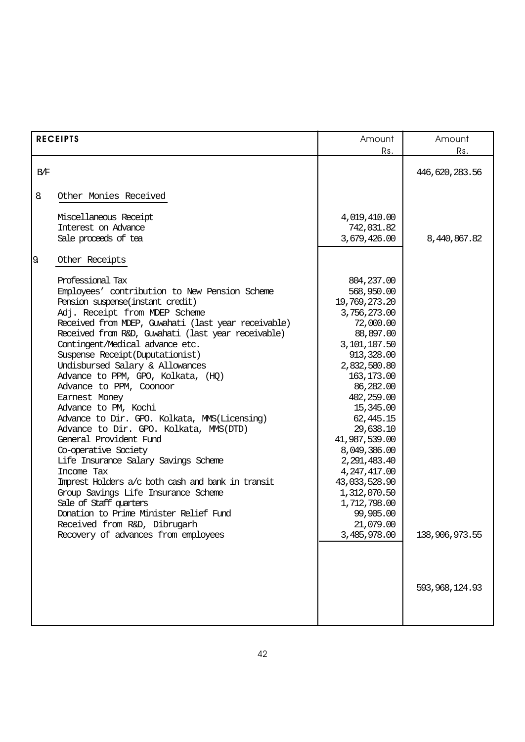| RECEIPTS | | Amount Rs. | Amount Rs. |
|---|---|---|---|
| B/F | | | 446,620,283.56 |
| 8. | Other Monies Received | | |
| | Miscellaneous Receipt | 4,019,410.00 | |
| | Interest on Advance | 742,031.82 | |
| | Sale proceeds of tea | 3,679,426.00 | 8,440,867.82 |
| 9. | Other Receipts | | |
| | Professional Tax | 804,237.00 | |
| | Employees' contribution to New Pension Scheme | 568,950.00 | |
| | Pension suspense(instant credit) | 19,769,273.20 | |
| | Adj. Receipt from MDEP Scheme | 3,756,273.00 | |
| | Received from MDEP, Guwahati (last year receivable) | 72,000.00 | |
| | Received from R&D, Guwahati (last year receivable) | 88,897.00 | |
| | Contingent/Medical advance etc. | 3,101,107.50 | |
| | Suspense Receipt(Duputationist) | 913,328.00 | |
| | Undisbursed Salary & Allowances | 2,832,580.80 | |
| | Advance to PPM, GPO, Kolkata, (HQ) | 163,173.00 | |
| | Advance to PPM, Coonoor | 86,282.00 | |
| | Earnest Money | 402,259.00 | |
| | Advance to PM, Kochi | 15,345.00 | |
| | Advance to Dir. GPO. Kolkata, MMS(Licensing) | 62,445.15 | |
| | Advance to Dir. GPO. Kolkata, MMS(DTD) | 29,638.10 | |
| | General Provident Fund | 41,987,539.00 | |
| | Co-operative Society | 8,049,386.00 | |
| | Life Insurance Salary Savings Scheme | 2,291,483.40 | |
| | Income Tax | 4,247,417.00 | |
| | Imprest Holders a/c both cash and bank in transit | 43,033,528.90 | |
| | Group Savings Life Insurance Scheme | 1,312,070.50 | |
| | Sale of Staff quarters | 1,712,798.00 | |
| | Donation to Prime Minister Relief Fund | 99,905.00 | |
| | Received from R&D, Dibrugarh | 21,079.00 | |
| | Recovery of advances from employees | 3,485,978.00 | 138,906,973.55 |
| | | | 593,968,124.93 |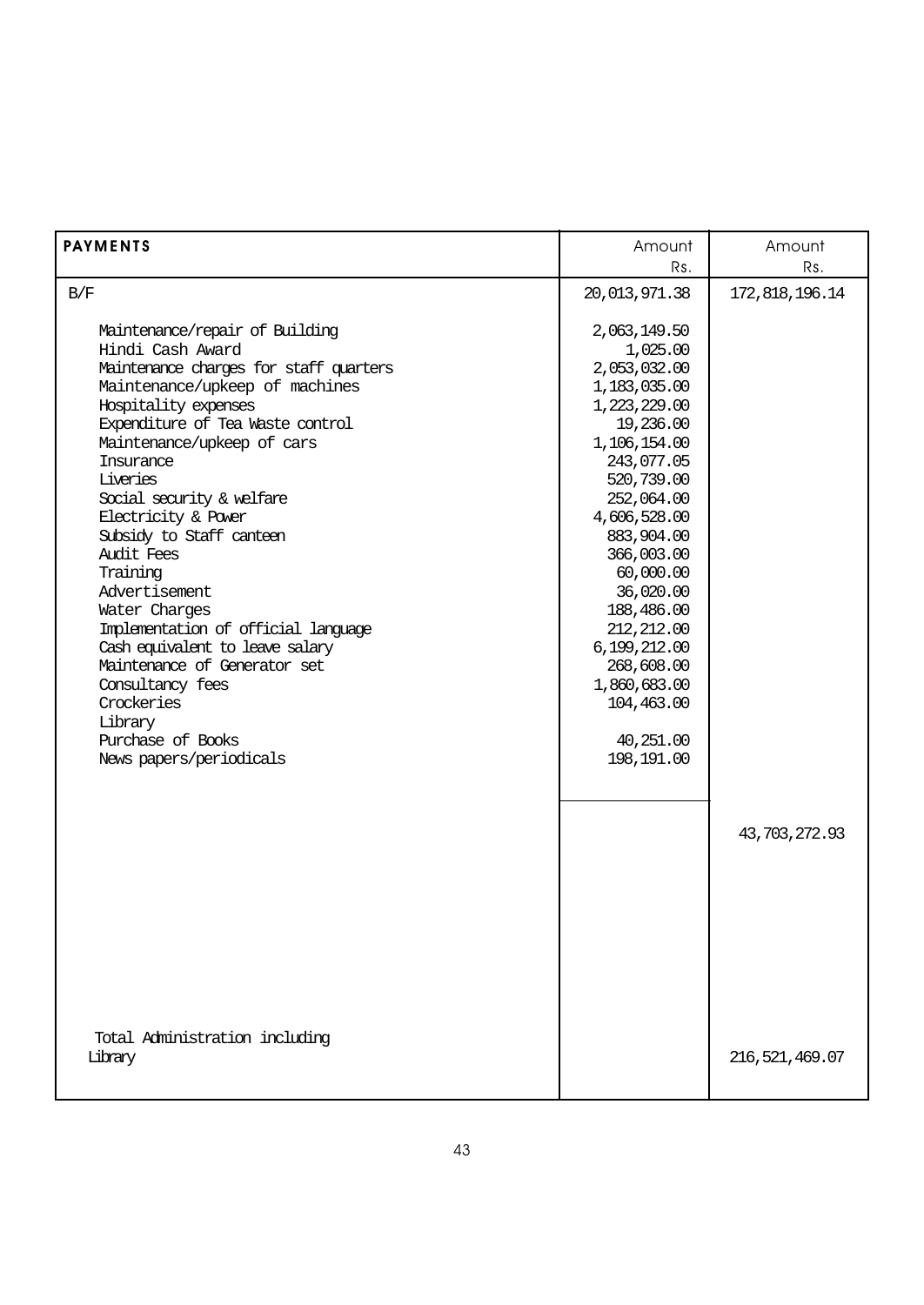| PAYMENTS | Amount Rs. | Amount Rs. |
|---|---|---|
| B/F | 20,013,971.38 | 172,818,196.14 |
| Maintenance/repair of Building | 2,063,149.50 | |
| Hindi Cash Award | 1,025.00 | |
| Maintenance charges for staff quarters | 2,053,032.00 | |
| Maintenance/upkeep of machines | 1,183,035.00 | |
| Hospitality expenses | 1,223,229.00 | |
| Expenditure of Tea Waste control | 19,236.00 | |
| Maintenance/upkeep of cars | 1,106,154.00 | |
| Insurance | 243,077.05 | |
| Liveries | 520,739.00 | |
| Social security & welfare | 252,064.00 | |
| Electricity & Power | 4,606,528.00 | |
| Subsidy to Staff canteen | 883,904.00 | |
| Audit Fees | 366,003.00 | |
| Training | 60,000.00 | |
| Advertisement | 36,020.00 | |
| Water Charges | 188,486.00 | |
| Implementation of official language | 212,212.00 | |
| Cash equivalent to leave salary | 6,199,212.00 | |
| Maintenance of Generator set | 268,608.00 | |
| Consultancy fees | 1,860,683.00 | |
| Crockeries | 104,463.00 | |
| Library | | |
| Purchase of Books | 40,251.00 | |
| News papers/periodicals | 198,191.00 | |
| | | 43,703,272.93 |
| Total Administration including Library | | 216,521,469.07 |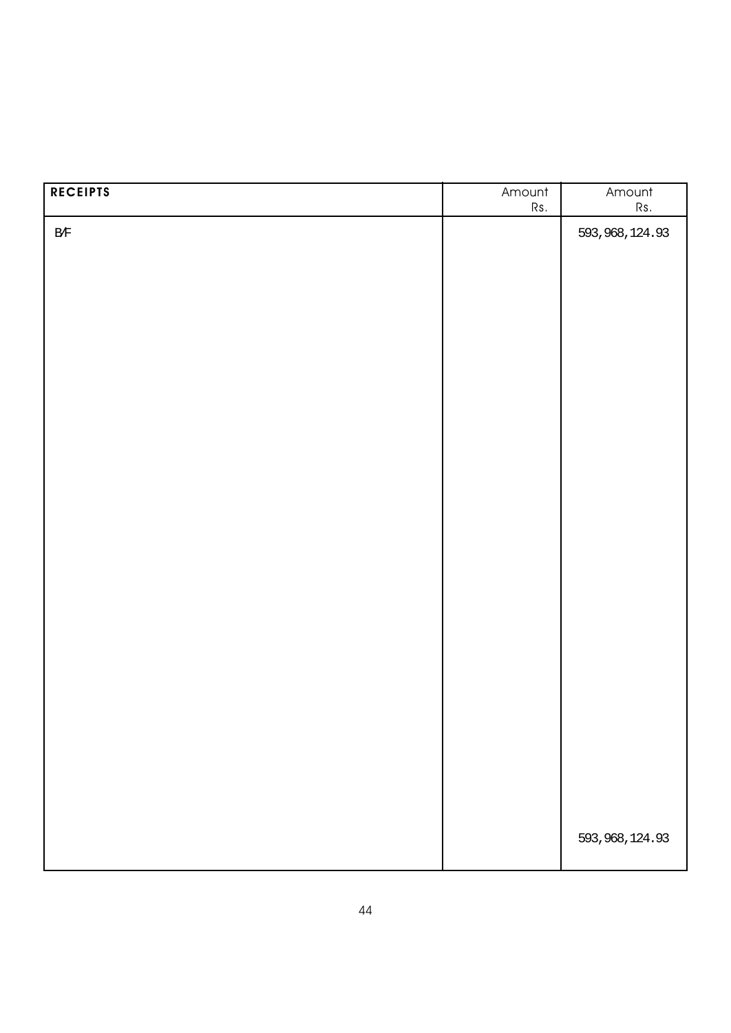| RECEIPTS | Amount Rs. | Amount Rs. |
|---|---|---|
| B/F | | 593,968,124.93 |
| | | 593,968,124.93 |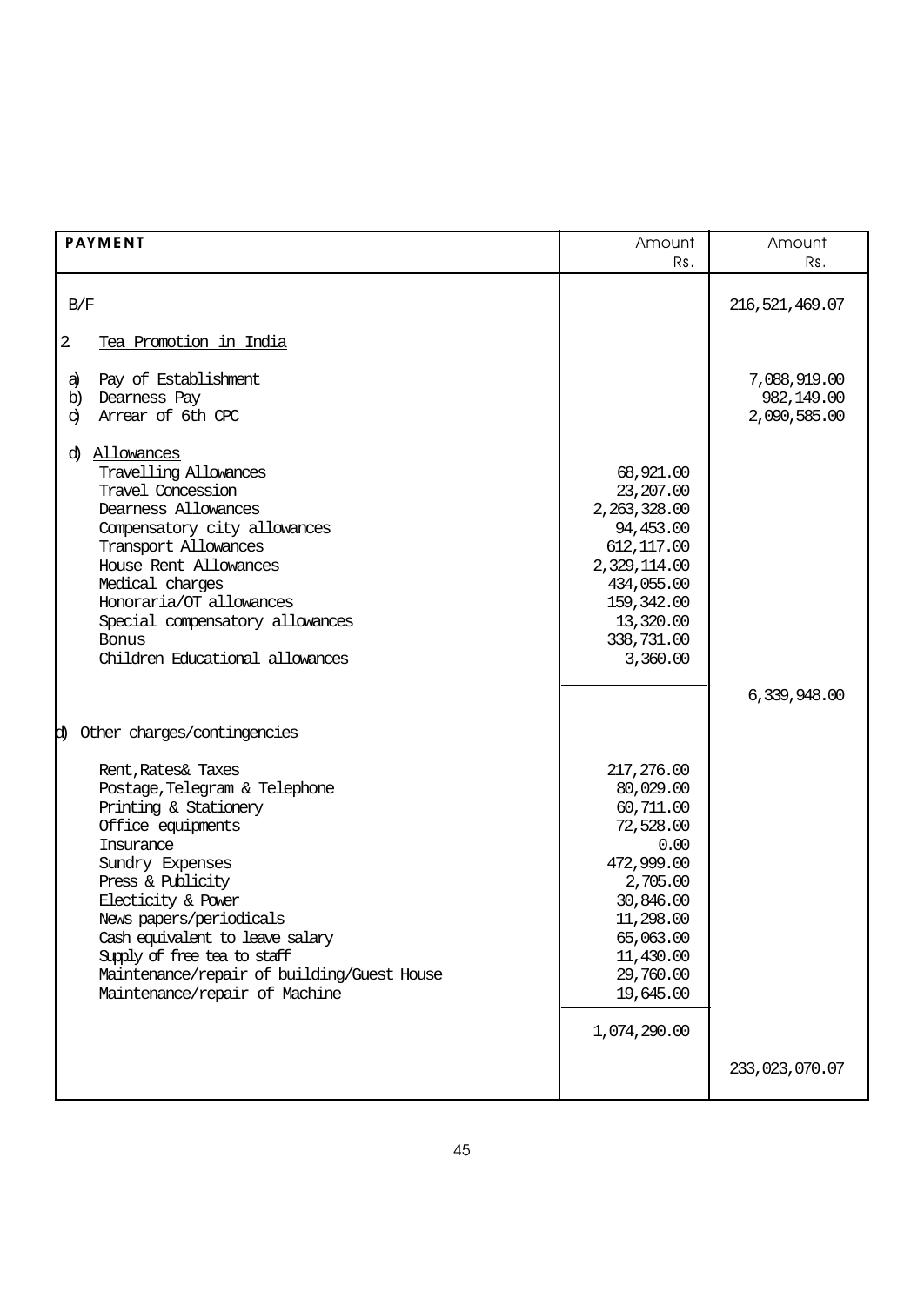| PAYMENT | Amount Rs. | Amount Rs. |
|---|---|---|
| B/F | | 216,521,469.07 |
| 2. Tea Promotion in India | | |
| a) Pay of Establishment | | 7,088,919.00 |
| b) Dearness Pay | | 982,149.00 |
| c) Arrear of 6th CPC | | 2,090,585.00 |
| d) Allowances | | |
| Travelling Allowances | 68,921.00 | |
| Travel Concession | 23,207.00 | |
| Dearness Allowances | 2,263,328.00 | |
| Compensatory city allowances | 94,453.00 | |
| Transport Allowances | 612,117.00 | |
| House Rent Allowances | 2,329,114.00 | |
| Medical charges | 434,055.00 | |
| Honoraria/OT allowances | 159,342.00 | |
| Special compensatory allowances | 13,320.00 | |
| Bonus | 338,731.00 | |
| Children Educational allowances | 3,360.00 | |
| | | 6,339,948.00 |
| d) Other charges/contingencies | | |
| Rent,Rates& Taxes | 217,276.00 | |
| Postage,Telegram & Telephone | 80,029.00 | |
| Printing & Stationery | 60,711.00 | |
| Office equipments | 72,528.00 | |
| Insurance | 0.00 | |
| Sundry Expenses | 472,999.00 | |
| Press & Publicity | 2,705.00 | |
| Electicity & Power | 30,846.00 | |
| News papers/periodicals | 11,298.00 | |
| Cash equivalent to leave salary | 65,063.00 | |
| Supply of free tea to staff | 11,430.00 | |
| Maintenance/repair of building/Guest House | 29,760.00 | |
| Maintenance/repair of Machine | 19,645.00 | |
| | 1,074,290.00 | |
| | | 233,023,070.07 |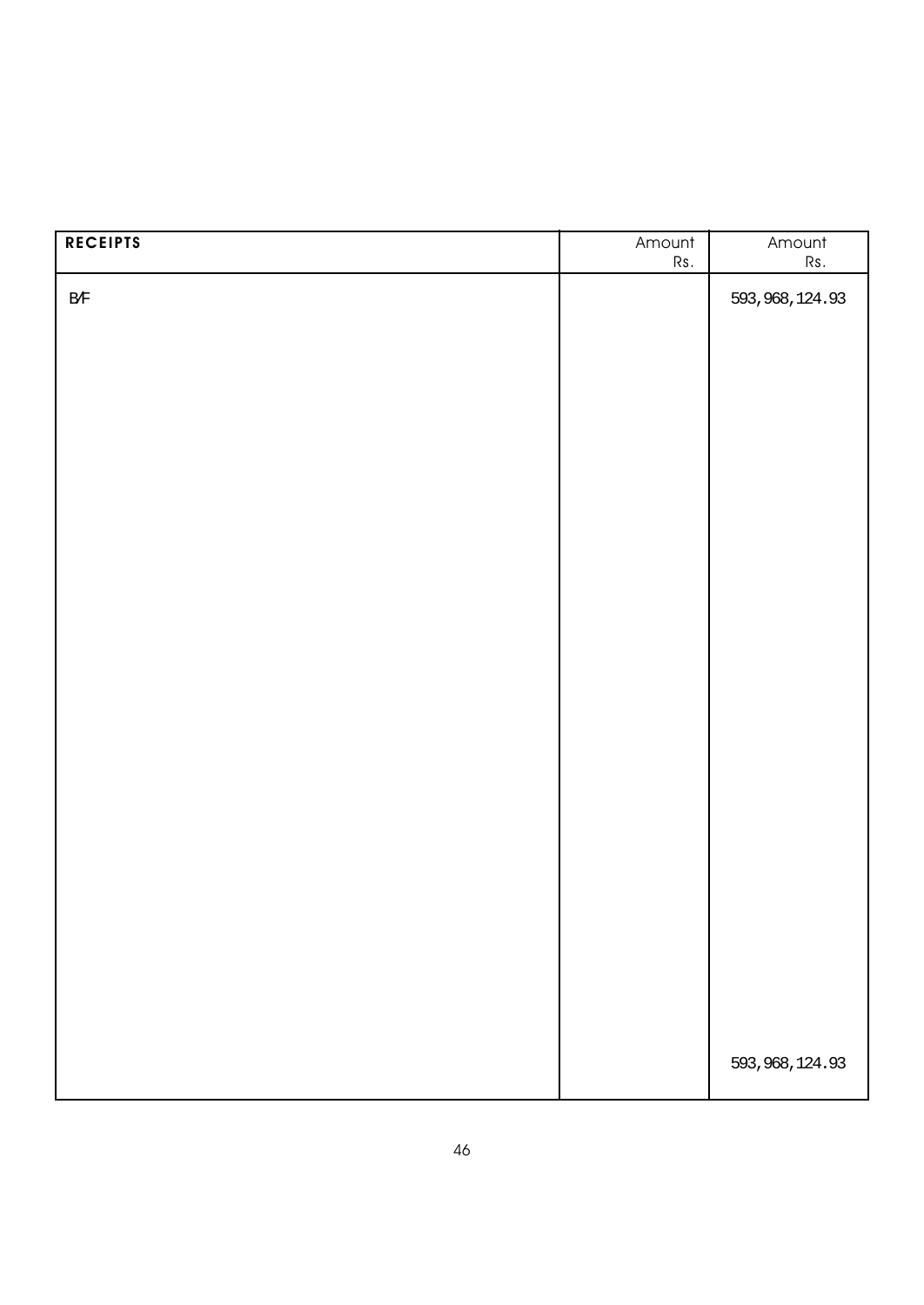| RECEIPTS | Amount Rs. | Amount Rs. |
|---|---|---|
| B/F | | 593,968,124.93 |
| | | 593,968,124.93 |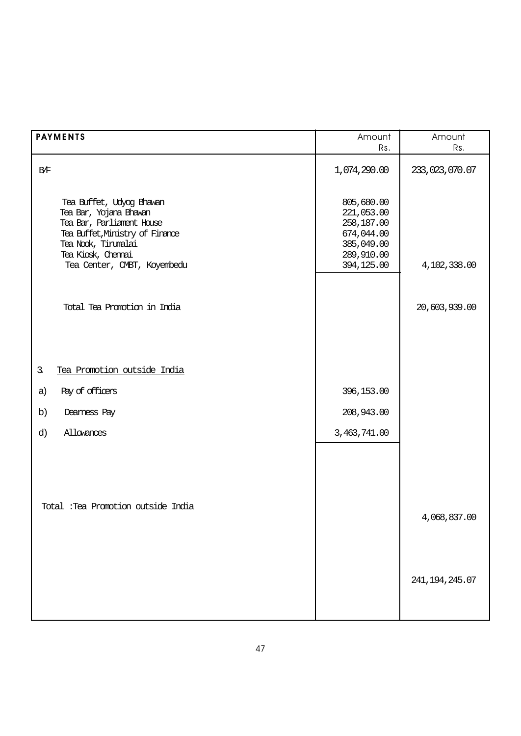| PAYMENTS | Amount Rs. | Amount Rs. |
|---|---|---|
| B/F | 1,074,290.00 | 233,023,070.07 |
| Tea Buffet, Udyog Bhawan | 805,680.00 | |
| Tea Bar, Yojana Bhawan | 221,053.00 | |
| Tea Bar, Parliament House | 258,187.00 | |
| Tea Buffet, Ministry of Finance | 674,044.00 | |
| Tea Nook, Tirumalai | 385,049.00 | |
| Tea Kiosk, Chennai | 289,910.00 | |
| Tea Center, CMBT, Koyembedu | 394,125.00 | 4,102,338.00 |
| Total Tea Promotion in India | | 20,603,939.00 |
| 3. Tea Promotion outside India | | |
| a) Pay of officers | 396,153.00 | |
| b) Dearness Pay | 208,943.00 | |
| d) Allowances | 3,463,741.00 | |
| Total : Tea Promotion outside India | | 4,068,837.00 |
| | | 241,194,245.07 |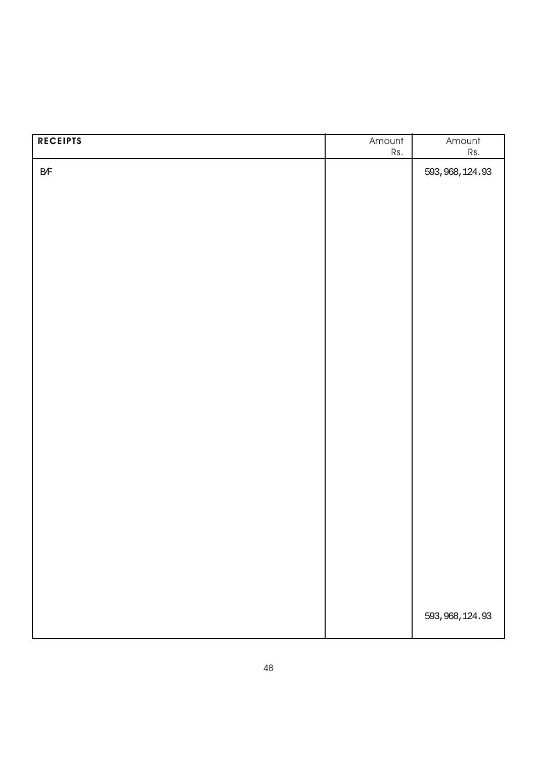| RECEIPTS | Amount Rs. | Amount Rs. |
|---|---|---|
| B/F | | 593,968,124.93 |
| | | 593,968,124.93 |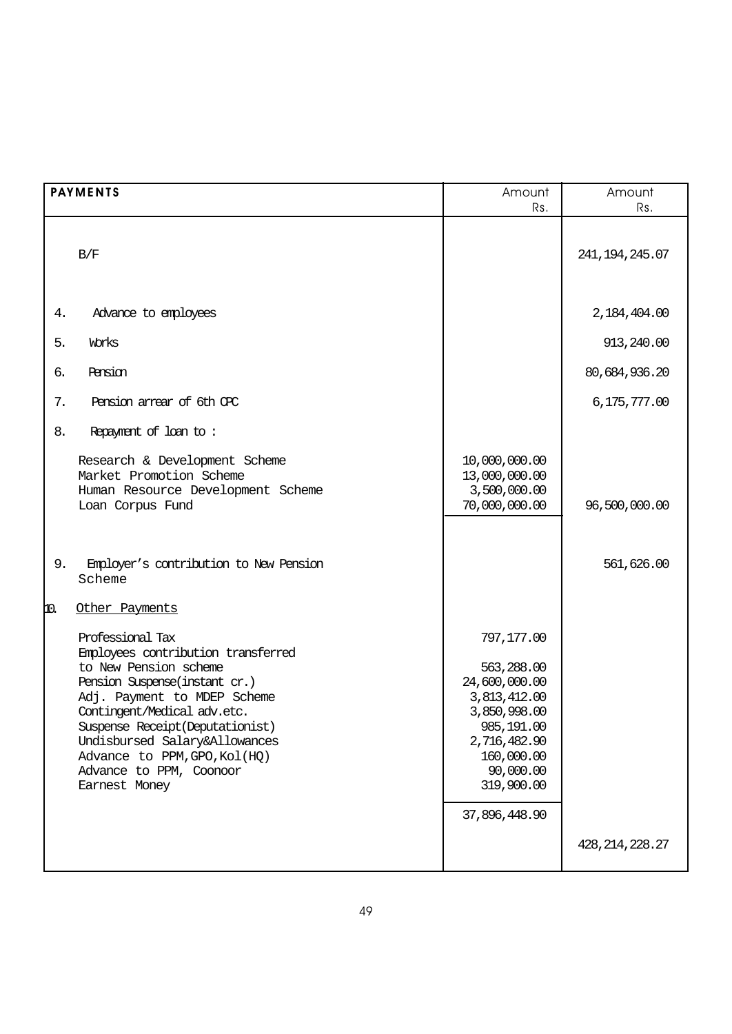| PAYMENTS | Amount Rs. | Amount Rs. |
|---|---|---|
| B/F | | 241,194,245.07 |
| 4. Advance to employees | | 2,184,404.00 |
| 5. Works | | 913,240.00 |
| 6. Pension | | 80,684,936.20 |
| 7. Pension arrear of 6th CPC | | 6,175,777.00 |
| 8. Repayment of loan to : | | |
| Research & Development Scheme | 10,000,000.00 | |
| Market Promotion Scheme | 13,000,000.00 | |
| Human Resource Development Scheme | 3,500,000.00 | |
| Loan Corpus Fund | 70,000,000.00 | 96,500,000.00 |
| 9. Employer's contribution to New Pension Scheme | | 561,626.00 |
| 10. Other Payments | | |
| Professional Tax | 797,177.00 | |
| Employees contribution transferred to New Pension scheme | 563,288.00 | |
| Pension Suspense(instant cr.) | 24,600,000.00 | |
| Adj. Payment to MDEP Scheme | 3,813,412.00 | |
| Contingent/Medical adv.etc. | 3,850,998.00 | |
| Suspense Receipt(Deputationist) | 985,191.00 | |
| Undisbursed Salary&Allowances | 2,716,482.90 | |
| Advance to PPM,GPO,Kol(HQ) | 160,000.00 | |
| Advance to PPM, Coonoor | 90,000.00 | |
| Earnest Money | 319,900.00 | |
| | 37,896,448.90 | |
| | | 428,214,228.27 |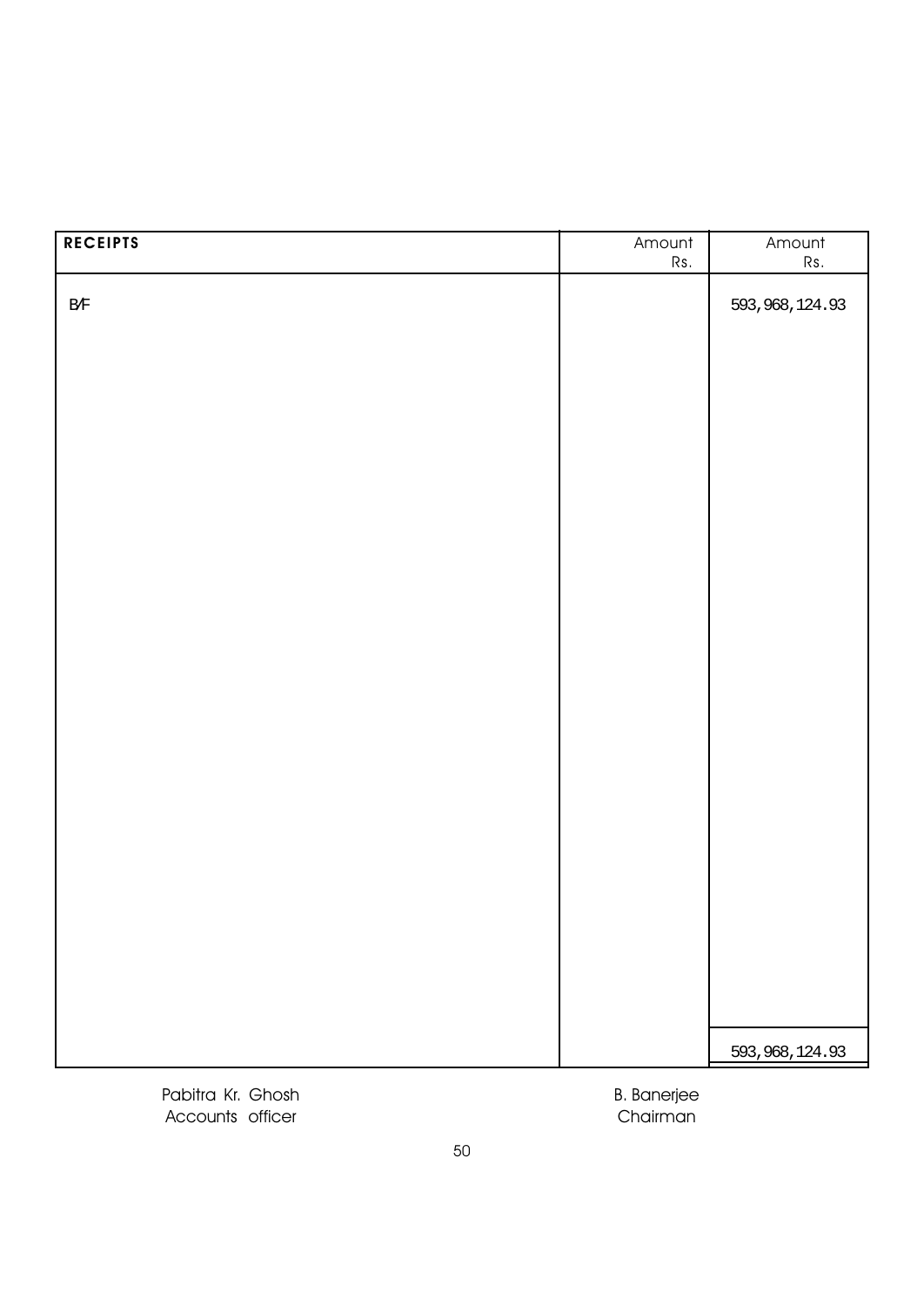| RECEIPTS | Amount Rs. | Amount Rs. |
|---|---|---|
| B/F | | 593,968,124.93 |
| | | 593,968,124.93 |

Pabitra Kr. Ghosh
Accounts officer

B. Banerjee
Chairman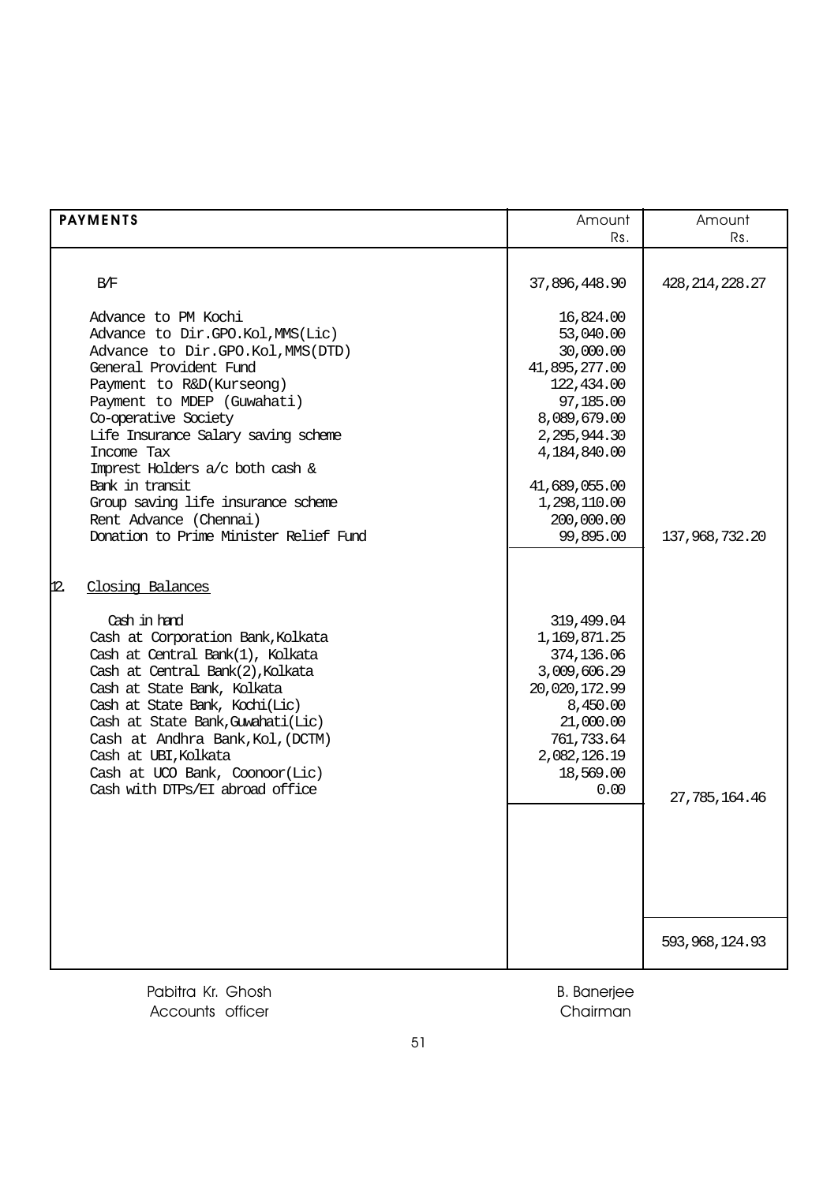| PAYMENTS | Amount Rs. | Amount Rs. |
|---|---|---|
| B/F | 37,896,448.90 | 428,214,228.27 |
| Advance to PM Kochi | 16,824.00 | |
| Advance to Dir.GPO.Kol,MMS(Lic) | 53,040.00 | |
| Advance to Dir.GPO.Kol,MMS(DTD) | 30,000.00 | |
| General Provident Fund | 41,895,277.00 | |
| Payment to R&D(Kurseong) | 122,434.00 | |
| Payment to MDEP (Guwahati) | 97,185.00 | |
| Co-operative Society | 8,089,679.00 | |
| Life Insurance Salary saving scheme | 2,295,944.30 | |
| Income Tax | 4,184,840.00 | |
| Imprest Holders a/c both cash & Bank in transit | 41,689,055.00 | |
| Group saving life insurance scheme | 1,298,110.00 | |
| Rent Advance (Chennai) | 200,000.00 | |
| Donation to Prime Minister Relief Fund | 99,895.00 | 137,968,732.20 |
| 12. Closing Balances | | |
| Cash in hand | 319,499.04 | |
| Cash at Corporation Bank,Kolkata | 1,169,871.25 | |
| Cash at Central Bank(1), Kolkata | 374,136.06 | |
| Cash at Central Bank(2),Kolkata | 3,009,606.29 | |
| Cash at State Bank, Kolkata | 20,020,172.99 | |
| Cash at State Bank, Kochi(Lic) | 8,450.00 | |
| Cash at State Bank,Guwahati(Lic) | 21,000.00 | |
| Cash at Andhra Bank,Kol,(DCTM) | 761,733.64 | |
| Cash at UBI,Kolkata | 2,082,126.19 | |
| Cash at UCO Bank, Coonoor(Lic) | 18,569.00 | |
| Cash with DTPs/EI abroad office | 0.00 | 27,785,164.46 |
| | | 593,968,124.93 |

Pabitra Kr. Ghosh
Accounts officer

B. Banerjee
Chairman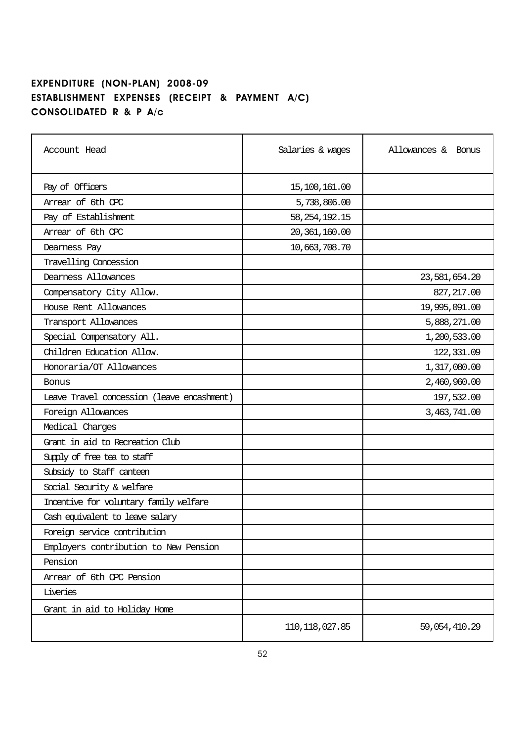**EXPENDITURE (NON-PLAN) 2008-09**
**ESTABLISHMENT EXPENSES (RECEIPT & PAYMENT A/C)**
**CONSOLIDATED R & P A/c**

| Account Head | Salaries & wages | Allowances & Bonus |
|---|---|---|
| Pay of Officers | 15,100,161.00 | |
| Arrear of 6th CPC | 5,738,806.00 | |
| Pay of Establishment | 58,254,192.15 | |
| Arrear of 6th CPC | 20,361,160.00 | |
| Dearness Pay | 10,663,708.70 | |
| Travelling Concession | | |
| Dearness Allowances | | 23,581,654.20 |
| Compensatory City Allow. | | 827,217.00 |
| House Rent Allowances | | 19,995,091.00 |
| Transport Allowances | | 5,888,271.00 |
| Special Compensatory All. | | 1,200,533.00 |
| Children Education Allow. | | 122,331.09 |
| Honoraria/OT Allowances | | 1,317,080.00 |
| Bonus | | 2,460,960.00 |
| Leave Travel concession (leave encashment) | | 197,532.00 |
| Foreign Allowances | | 3,463,741.00 |
| Medical Charges | | |
| Grant in aid to Recreation Club | | |
| Supply of free tea to staff | | |
| Subsidy to Staff canteen | | |
| Social Security & welfare | | |
| Incentive for voluntary family welfare | | |
| Cash equivalent to leave salary | | |
| Foreign service contribution | | |
| Employers contribution to New Pension | | |
| Pension | | |
| Arrear of 6th CPC Pension | | |
| Liveries | | |
| Grant in aid to Holiday Home | | |
| | 110,118,027.85 | 59,054,410.29 |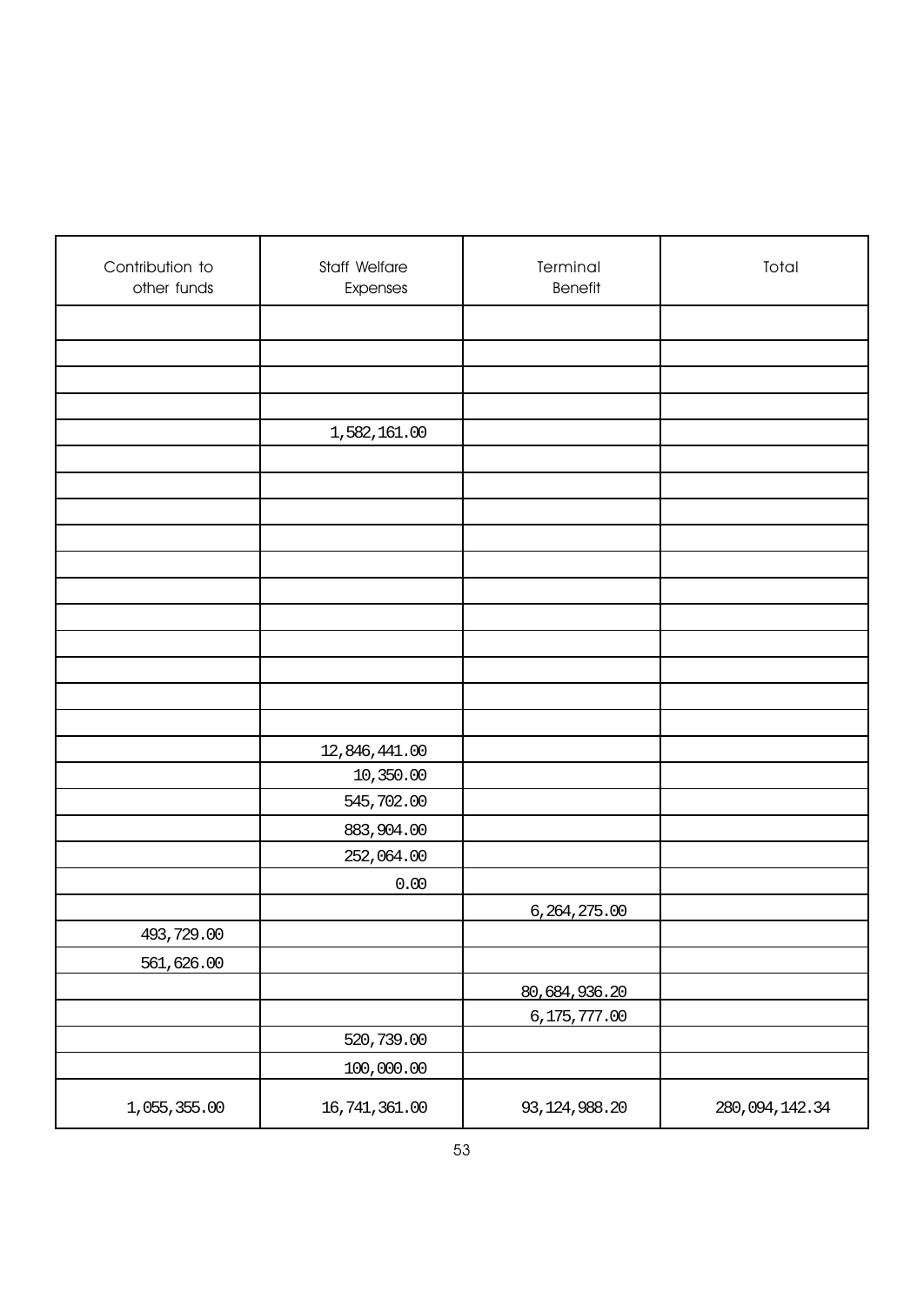| Contribution to other funds | Staff Welfare Expenses | Terminal Benefit | Total |
|---|---|---|---|
| | | | |
| | | | |
| | | | |
| | | | |
| | 1,582,161.00 | | |
| | | | |
| | | | |
| | | | |
| | | | |
| | | | |
| | | | |
| | | | |
| | | | |
| | | | |
| | | | |
| | | | |
| | 12,846,441.00 | | |
| | 10,350.00 | | |
| | 545,702.00 | | |
| | 883,904.00 | | |
| | 252,064.00 | | |
| | 0.00 | | |
| | | 6,264,275.00 | |
| 493,729.00 | | | |
| 561,626.00 | | | |
| | | 80,684,936.20 | |
| | | 6,175,777.00 | |
| | 520,739.00 | | |
| | 100,000.00 | | |
| 1,055,355.00 | 16,741,361.00 | 93,124,988.20 | 280,094,142.34 |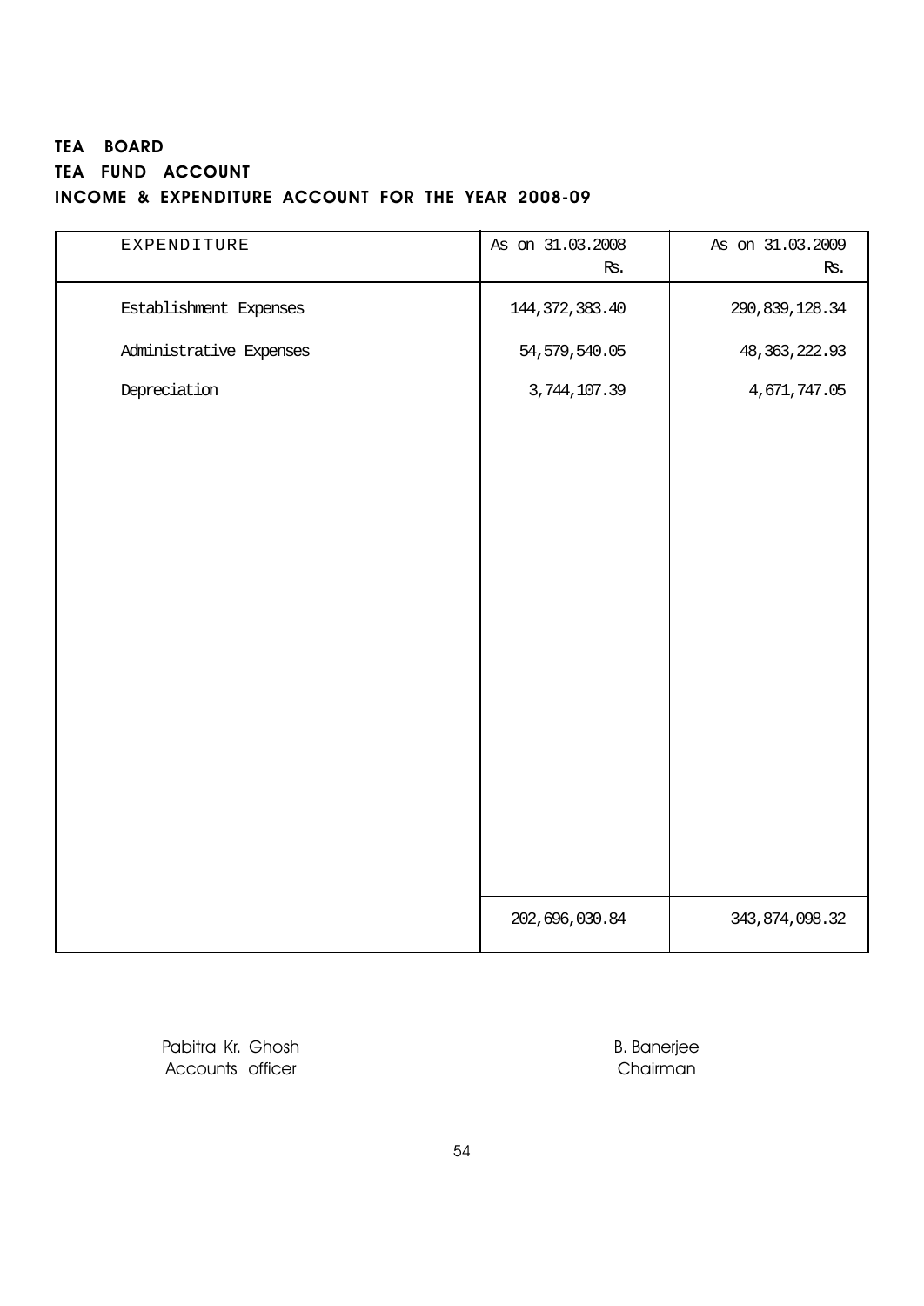**TEA BOARD**

**TEA FUND ACCOUNT**

**INCOME & EXPENDITURE ACCOUNT FOR THE YEAR 2008-09**

| EXPENDITURE | As on 31.03.2008 Rs. | As on 31.03.2009 Rs. |
|---|---|---|
| Establishment Expenses | 144,372,383.40 | 290,839,128.34 |
| Administrative Expenses | 54,579,540.05 | 48,363,222.93 |
| Depreciation | 3,744,107.39 | 4,671,747.05 |
| | 202,696,030.84 | 343,874,098.32 |

Pabitra Kr. Ghosh
Accounts officer

B. Banerjee
Chairman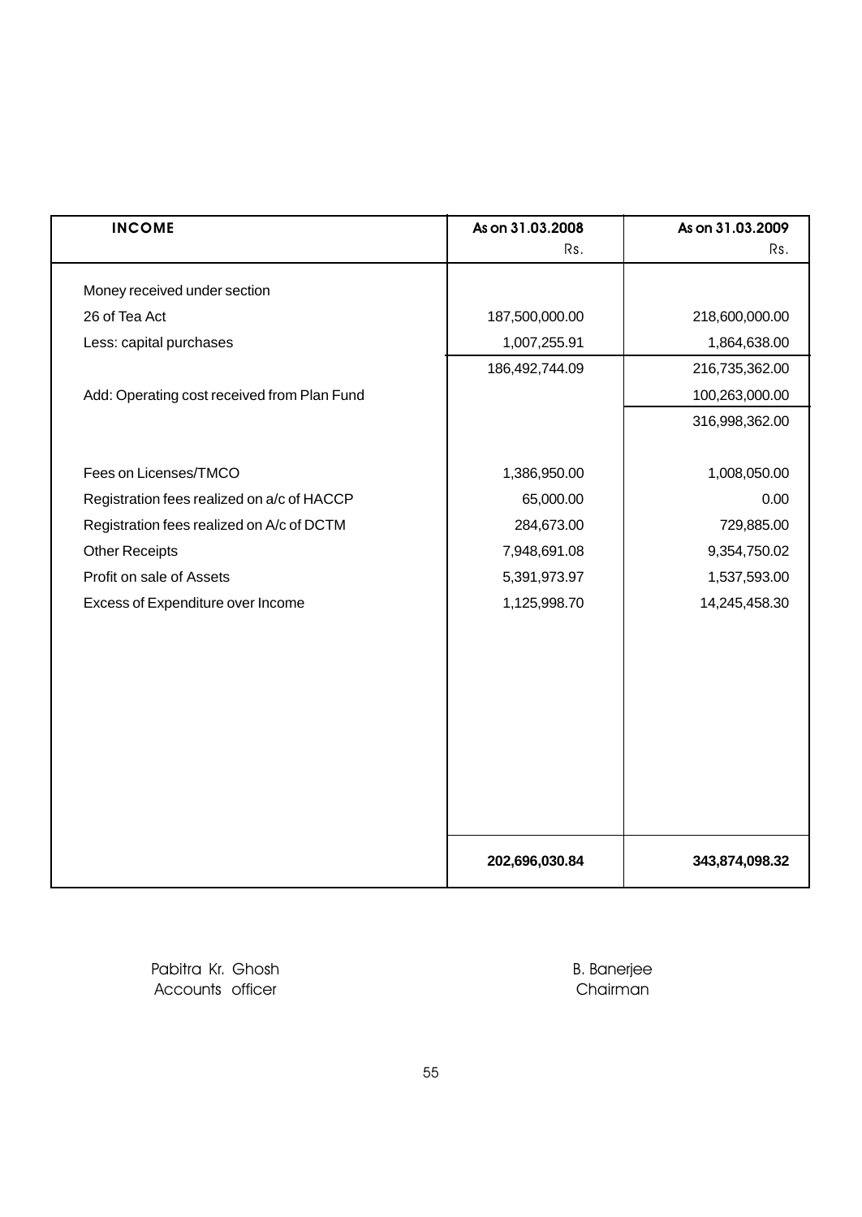| INCOME | As on 31.03.2008<br>Rs. | As on 31.03.2009<br>Rs. |
|---|---|---|
| Money received under section | | |
| 26 of Tea Act | 187,500,000.00 | 218,600,000.00 |
| Less: capital purchases | 1,007,255.91 | 1,864,638.00 |
| | 186,492,744.09 | 216,735,362.00 |
| Add: Operating cost received from Plan Fund | | 100,263,000.00 |
| | | 316,998,362.00 |
| Fees on Licenses/TMCO | 1,386,950.00 | 1,008,050.00 |
| Registration fees realized on a/c of HACCP | 65,000.00 | 0.00 |
| Registration fees realized on A/c of DCTM | 284,673.00 | 729,885.00 |
| Other Receipts | 7,948,691.08 | 9,354,750.02 |
| Profit on sale of Assets | 5,391,973.97 | 1,537,593.00 |
| Excess of Expenditure over Income | 1,125,998.70 | 14,245,458.30 |
| | **202,696,030.84** | **343,874,098.32** |

Pabitra Kr. Ghosh
Accounts officer

B. Banerjee
Chairman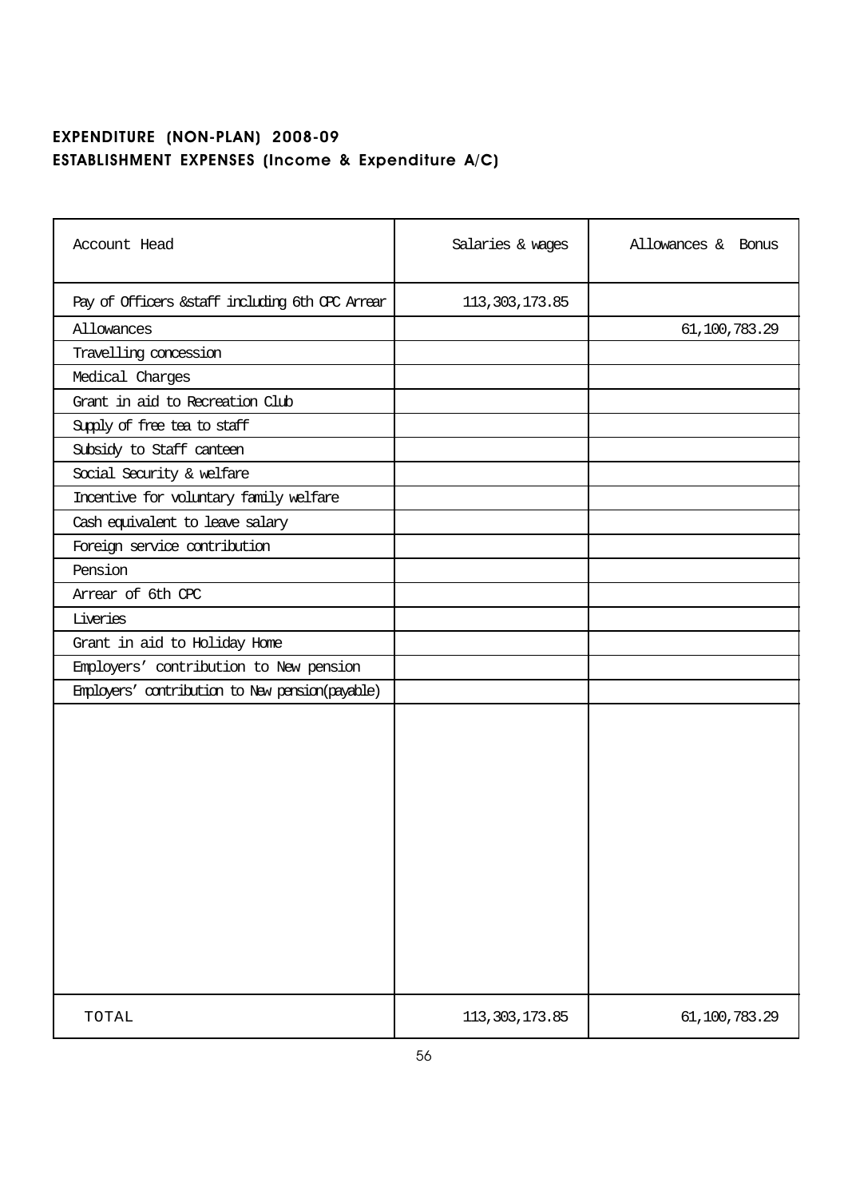## EXPENDITURE (NON-PLAN) 2008-09
## ESTABLISHMENT EXPENSES (Income & Expenditure A/C)

| Account Head | Salaries & wages | Allowances & Bonus |
|---|---|---|
| Pay of Officers &staff including 6th CPC Arrear | 113,303,173.85 | |
| Allowances | | 61,100,783.29 |
| Travelling concession | | |
| Medical Charges | | |
| Grant in aid to Recreation Club | | |
| Supply of free tea to staff | | |
| Subsidy to Staff canteen | | |
| Social Security & welfare | | |
| Incentive for voluntary family welfare | | |
| Cash equivalent to leave salary | | |
| Foreign service contribution | | |
| Pension | | |
| Arrear of 6th CPC | | |
| Liveries | | |
| Grant in aid to Holiday Home | | |
| Employers' contribution to New pension | | |
| Employers' contribution to New pension(payable) | | |
| TOTAL | 113,303,173.85 | 61,100,783.29 |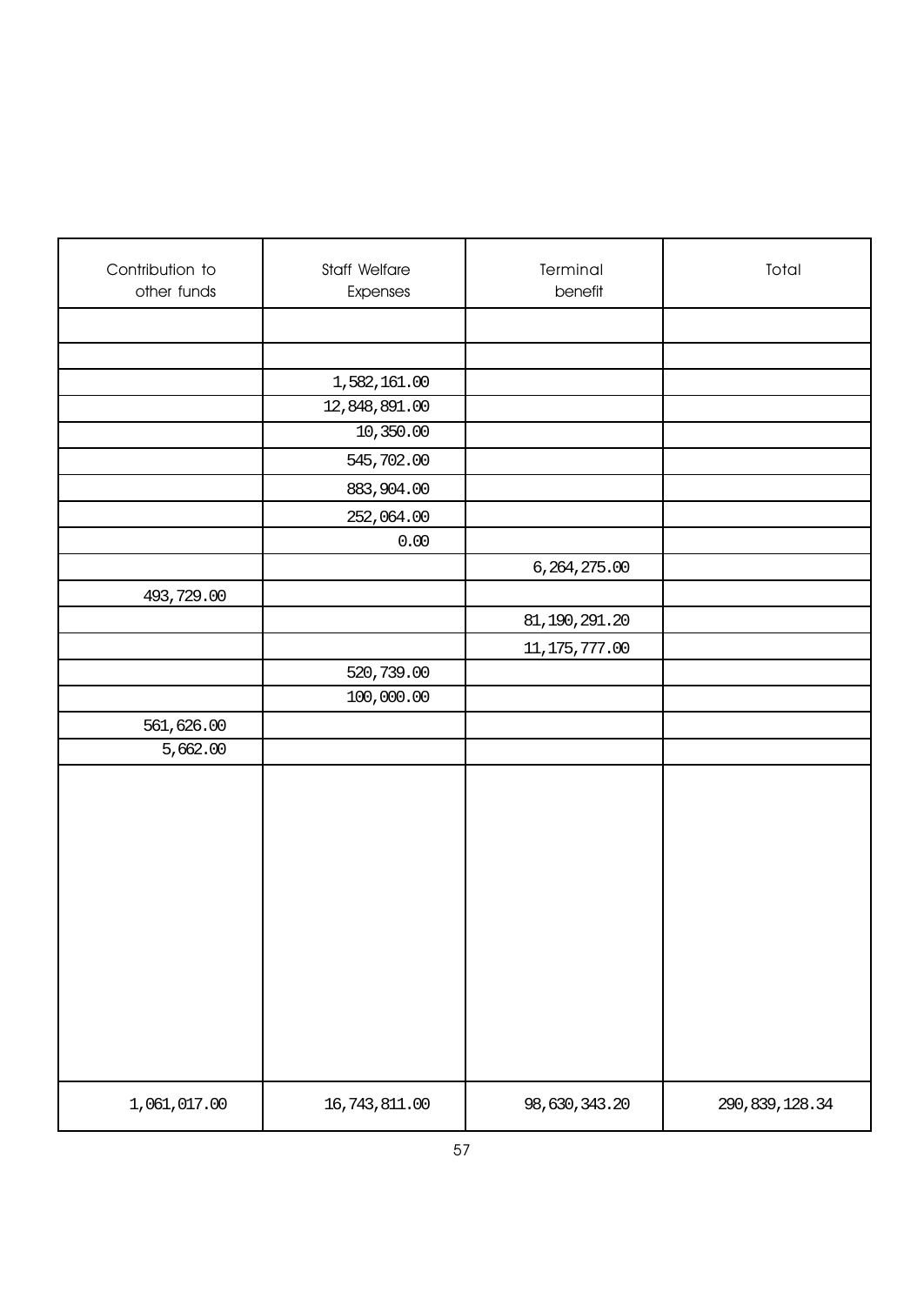| Contribution to other funds | Staff Welfare Expenses | Terminal benefit | Total |
|---|---|---|---|
| | | | |
| | | | |
| | 1,582,161.00 | | |
| | 12,848,891.00 | | |
| | 10,350.00 | | |
| | 545,702.00 | | |
| | 883,904.00 | | |
| | 252,064.00 | | |
| | 0.00 | | |
| | | 6,264,275.00 | |
| 493,729.00 | | | |
| | | 81,190,291.20 | |
| | | 11,175,777.00 | |
| | 520,739.00 | | |
| | 100,000.00 | | |
| 561,626.00 | | | |
| 5,662.00 | | | |
| | | | |
| 1,061,017.00 | 16,743,811.00 | 98,630,343.20 | 290,839,128.34 |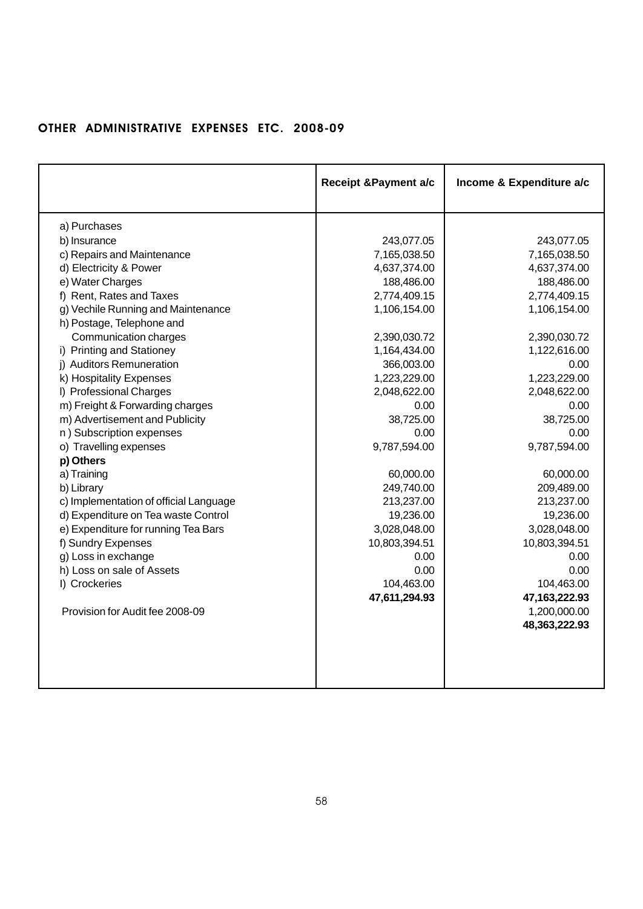## OTHER ADMINISTRATIVE EXPENSES ETC. 2008-09

| | Receipt &Payment a/c | Income & Expenditure a/c |
|---|---|---|
| a) Purchases | | |
| b) Insurance | 243,077.05 | 243,077.05 |
| c) Repairs and Maintenance | 7,165,038.50 | 7,165,038.50 |
| d) Electricity & Power | 4,637,374.00 | 4,637,374.00 |
| e) Water Charges | 188,486.00 | 188,486.00 |
| f) Rent, Rates and Taxes | 2,774,409.15 | 2,774,409.15 |
| g) Vechile Running and Maintenance | 1,106,154.00 | 1,106,154.00 |
| h) Postage, Telephone and Communication charges | 2,390,030.72 | 2,390,030.72 |
| i) Printing and Stationey | 1,164,434.00 | 1,122,616.00 |
| j) Auditors Remuneration | 366,003.00 | 0.00 |
| k) Hospitality Expenses | 1,223,229.00 | 1,223,229.00 |
| l) Professional Charges | 2,048,622.00 | 2,048,622.00 |
| m) Freight & Forwarding charges | 0.00 | 0.00 |
| m) Advertisement and Publicity | 38,725.00 | 38,725.00 |
| n ) Subscription expenses | 0.00 | 0.00 |
| o) Travelling expenses | 9,787,594.00 | 9,787,594.00 |
| **p) Others** | | |
| a) Training | 60,000.00 | 60,000.00 |
| b) Library | 249,740.00 | 209,489.00 |
| c) Implementation of official Language | 213,237.00 | 213,237.00 |
| d) Expenditure on Tea waste Control | 19,236.00 | 19,236.00 |
| e) Expenditure for running Tea Bars | 3,028,048.00 | 3,028,048.00 |
| f) Sundry Expenses | 10,803,394.51 | 10,803,394.51 |
| g) Loss in exchange | 0.00 | 0.00 |
| h) Loss on sale of Assets | 0.00 | 0.00 |
| I) Crockeries | 104,463.00 | 104,463.00 |
| | **47,611,294.93** | **47,163,222.93** |
| Provision for Audit fee 2008-09 | | 1,200,000.00 |
| | | **48,363,222.93** |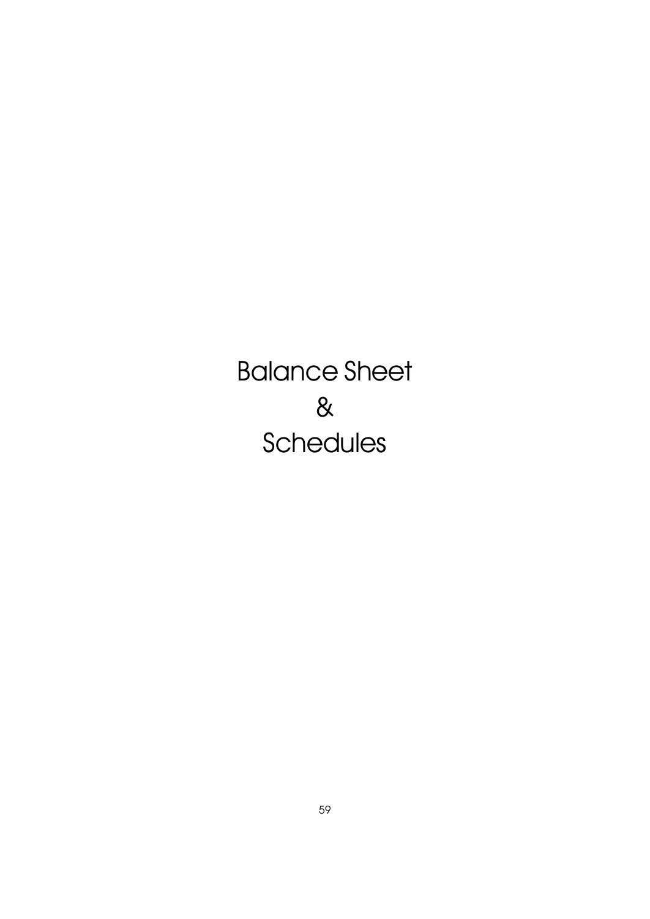# Balance Sheet
# &
# Schedules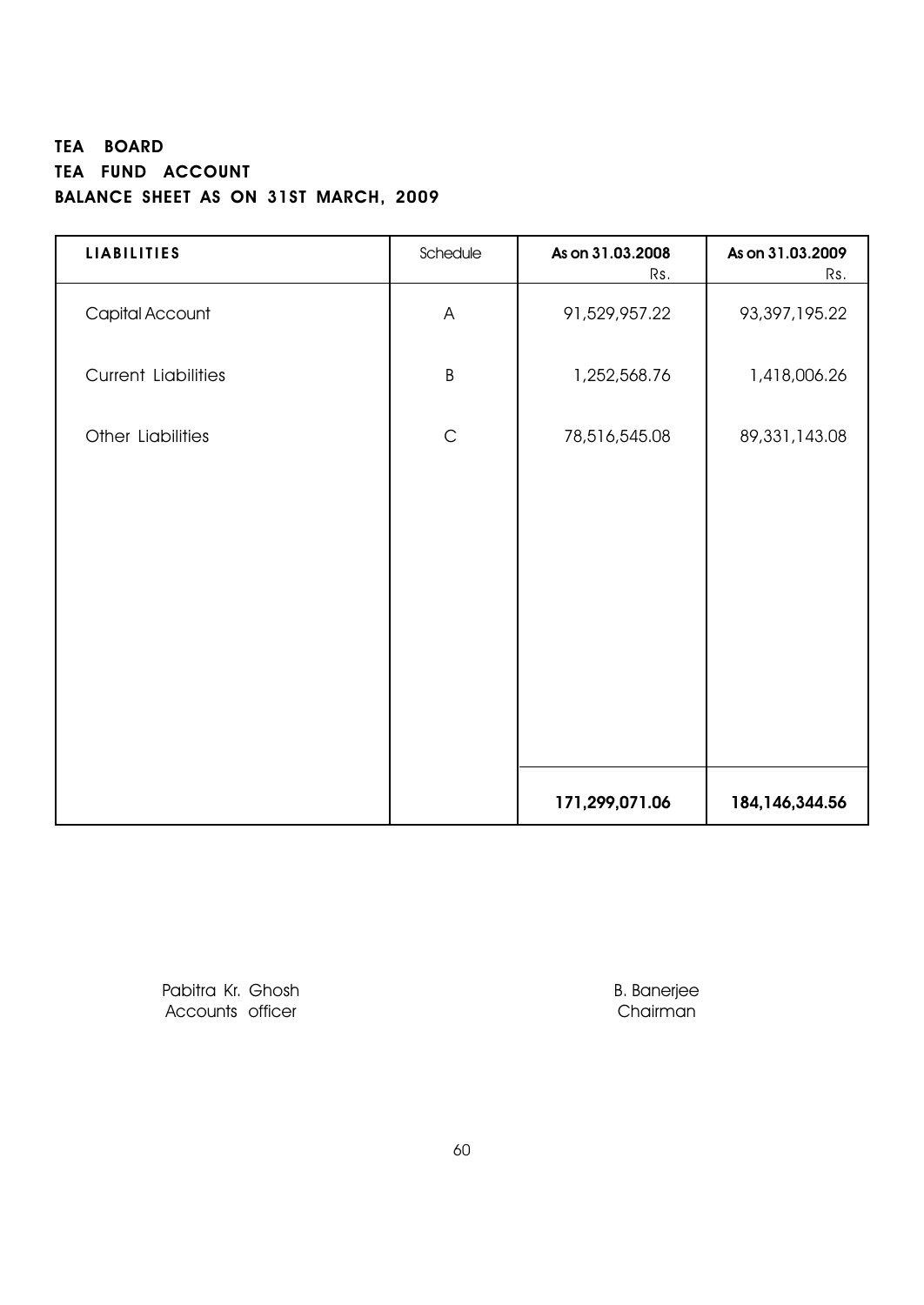**TEA BOARD**

**TEA FUND ACCOUNT**

**BALANCE SHEET AS ON 31ST MARCH, 2009**

| LIABILITIES | Schedule | As on 31.03.2008 Rs. | As on 31.03.2009 Rs. |
|---|---|---|---|
| Capital Account | A | 91,529,957.22 | 93,397,195.22 |
| Current Liabilities | B | 1,252,568.76 | 1,418,006.26 |
| Other Liabilities | C | 78,516,545.08 | 89,331,143.08 |
| | | **171,299,071.06** | **184,146,344.56** |

Pabitra Kr. Ghosh
Accounts officer

B. Banerjee
Chairman